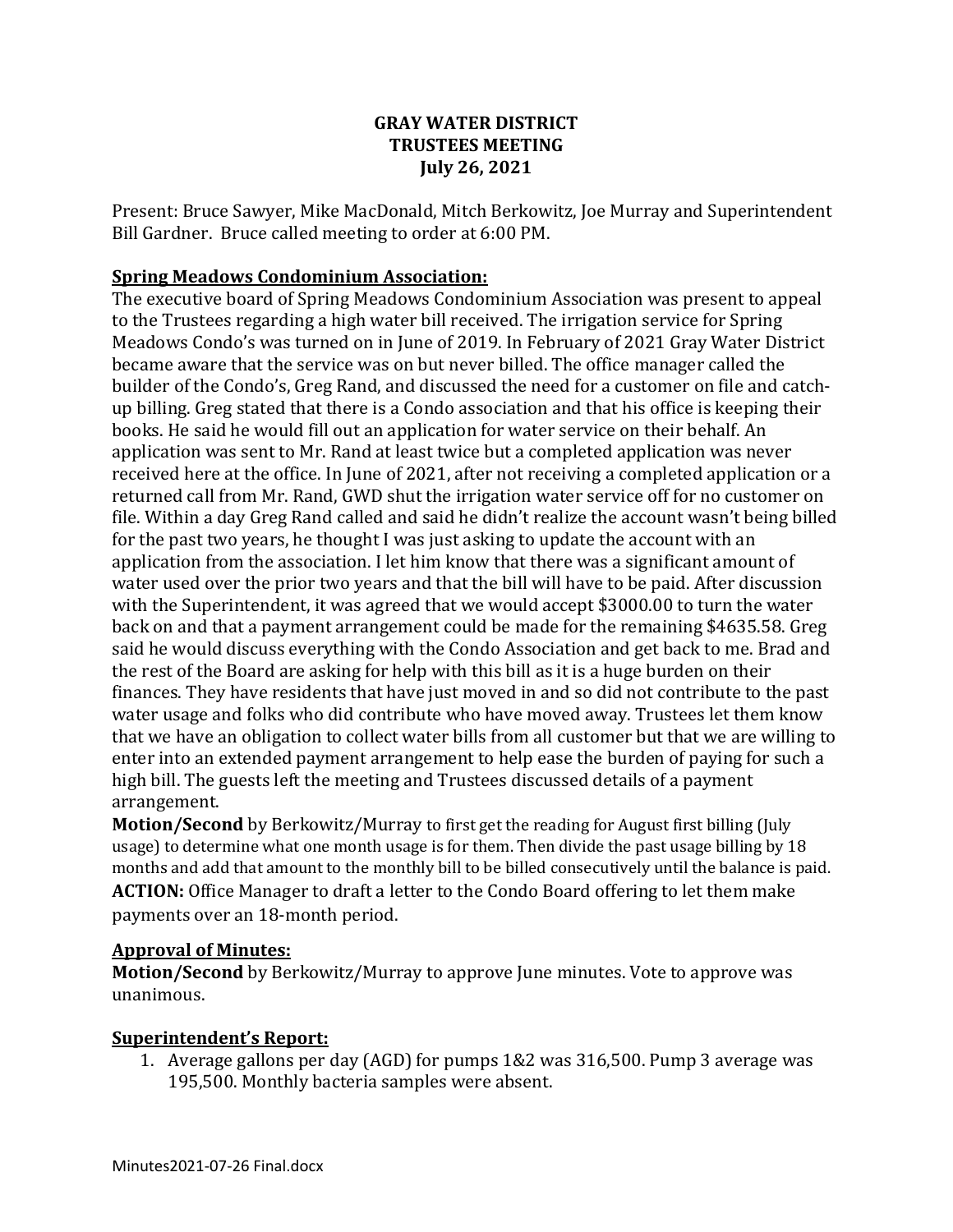# GRAY WATER DISTRICT
## TRUSTEES MEETING
### July 26, 2021

Present: Bruce Sawyer, Mike MacDonald, Mitch Berkowitz, Joe Murray and Superintendent Bill Gardner. Bruce called meeting to order at 6:00 PM.

**Spring Meadows Condominium Association:**

The executive board of Spring Meadows Condominium Association was present to appeal to the Trustees regarding a high water bill received. The irrigation service for Spring Meadows Condo's was turned on in June of 2019. In February of 2021 Gray Water District became aware that the service was on but never billed. The office manager called the builder of the Condo's, Greg Rand, and discussed the need for a customer on file and catch-up billing. Greg stated that there is a Condo association and that his office is keeping their books. He said he would fill out an application for water service on their behalf. An application was sent to Mr. Rand at least twice but a completed application was never received here at the office. In June of 2021, after not receiving a completed application or a returned call from Mr. Rand, GWD shut the irrigation water service off for no customer on file. Within a day Greg Rand called and said he didn't realize the account wasn't being billed for the past two years, he thought I was just asking to update the account with an application from the association. I let him know that there was a significant amount of water used over the prior two years and that the bill will have to be paid. After discussion with the Superintendent, it was agreed that we would accept $3000.00 to turn the water back on and that a payment arrangement could be made for the remaining $4635.58. Greg said he would discuss everything with the Condo Association and get back to me. Brad and the rest of the Board are asking for help with this bill as it is a huge burden on their finances. They have residents that have just moved in and so did not contribute to the past water usage and folks who did contribute who have moved away. Trustees let them know that we have an obligation to collect water bills from all customer but that we are willing to enter into an extended payment arrangement to help ease the burden of paying for such a high bill. The guests left the meeting and Trustees discussed details of a payment arrangement.

**Motion/Second** by Berkowitz/Murray to first get the reading for August first billing (July usage) to determine what one month usage is for them. Then divide the past usage billing by 18 months and add that amount to the monthly bill to be billed consecutively until the balance is paid.

**ACTION:** Office Manager to draft a letter to the Condo Board offering to let them make payments over an 18-month period.

**Approval of Minutes:**

**Motion/Second** by Berkowitz/Murray to approve June minutes. Vote to approve was unanimous.

**Superintendent's Report:**

1. Average gallons per day (AGD) for pumps 1&2 was 316,500. Pump 3 average was 195,500. Monthly bacteria samples were absent.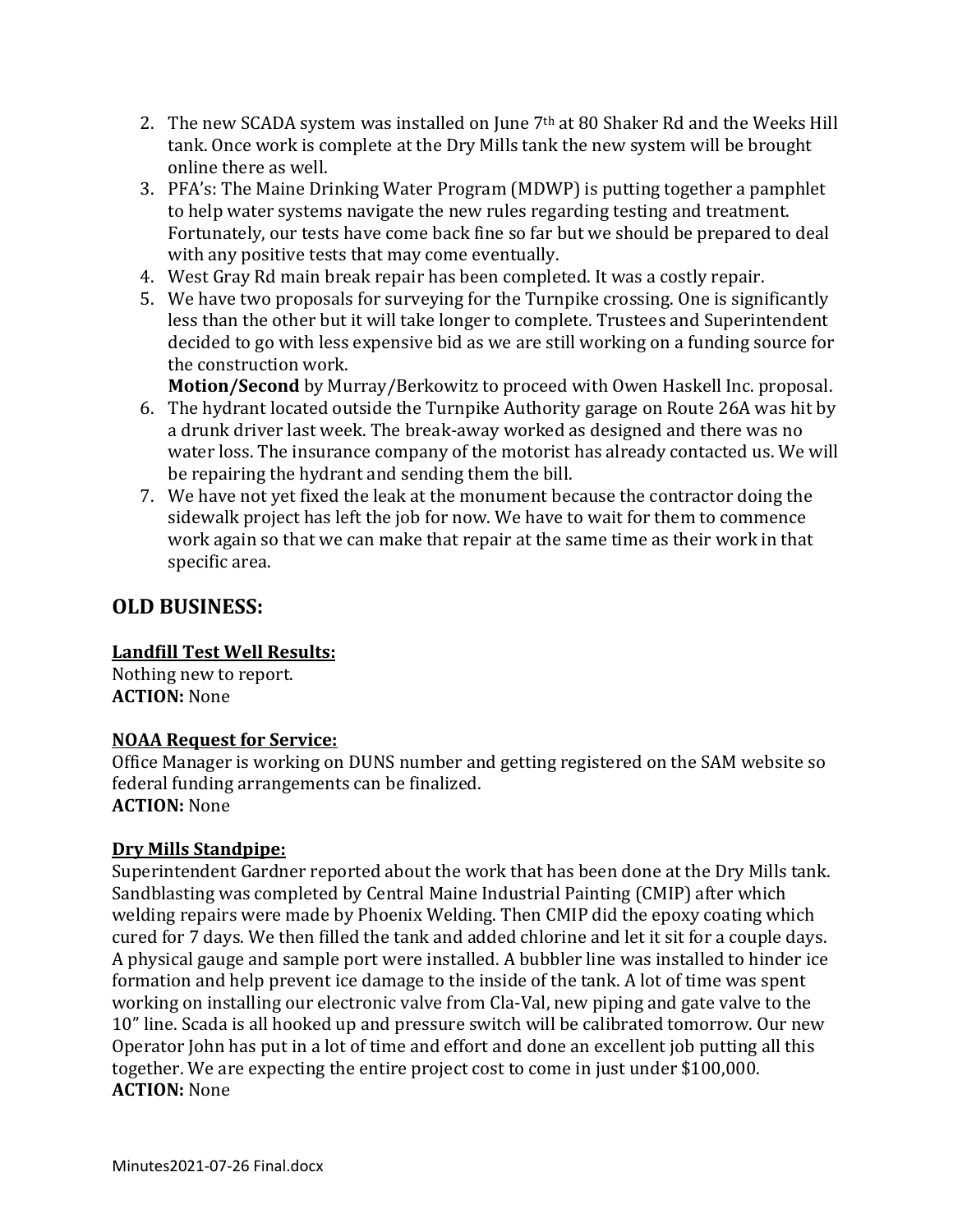2. The new SCADA system was installed on June 7th at 80 Shaker Rd and the Weeks Hill tank. Once work is complete at the Dry Mills tank the new system will be brought online there as well.
3. PFA's: The Maine Drinking Water Program (MDWP) is putting together a pamphlet to help water systems navigate the new rules regarding testing and treatment. Fortunately, our tests have come back fine so far but we should be prepared to deal with any positive tests that may come eventually.
4. West Gray Rd main break repair has been completed. It was a costly repair.
5. We have two proposals for surveying for the Turnpike crossing. One is significantly less than the other but it will take longer to complete. Trustees and Superintendent decided to go with less expensive bid as we are still working on a funding source for the construction work.
   **Motion/Second** by Murray/Berkowitz to proceed with Owen Haskell Inc. proposal.
6. The hydrant located outside the Turnpike Authority garage on Route 26A was hit by a drunk driver last week. The break-away worked as designed and there was no water loss. The insurance company of the motorist has already contacted us. We will be repairing the hydrant and sending them the bill.
7. We have not yet fixed the leak at the monument because the contractor doing the sidewalk project has left the job for now. We have to wait for them to commence work again so that we can make that repair at the same time as their work in that specific area.

## OLD BUSINESS:

**Landfill Test Well Results:**
Nothing new to report.
**ACTION:** None

**NOAA Request for Service:**
Office Manager is working on DUNS number and getting registered on the SAM website so federal funding arrangements can be finalized.
**ACTION:** None

**Dry Mills Standpipe:**
Superintendent Gardner reported about the work that has been done at the Dry Mills tank. Sandblasting was completed by Central Maine Industrial Painting (CMIP) after which welding repairs were made by Phoenix Welding. Then CMIP did the epoxy coating which cured for 7 days. We then filled the tank and added chlorine and let it sit for a couple days. A physical gauge and sample port were installed. A bubbler line was installed to hinder ice formation and help prevent ice damage to the inside of the tank. A lot of time was spent working on installing our electronic valve from Cla-Val, new piping and gate valve to the 10" line. Scada is all hooked up and pressure switch will be calibrated tomorrow. Our new Operator John has put in a lot of time and effort and done an excellent job putting all this together. We are expecting the entire project cost to come in just under $100,000.
**ACTION:** None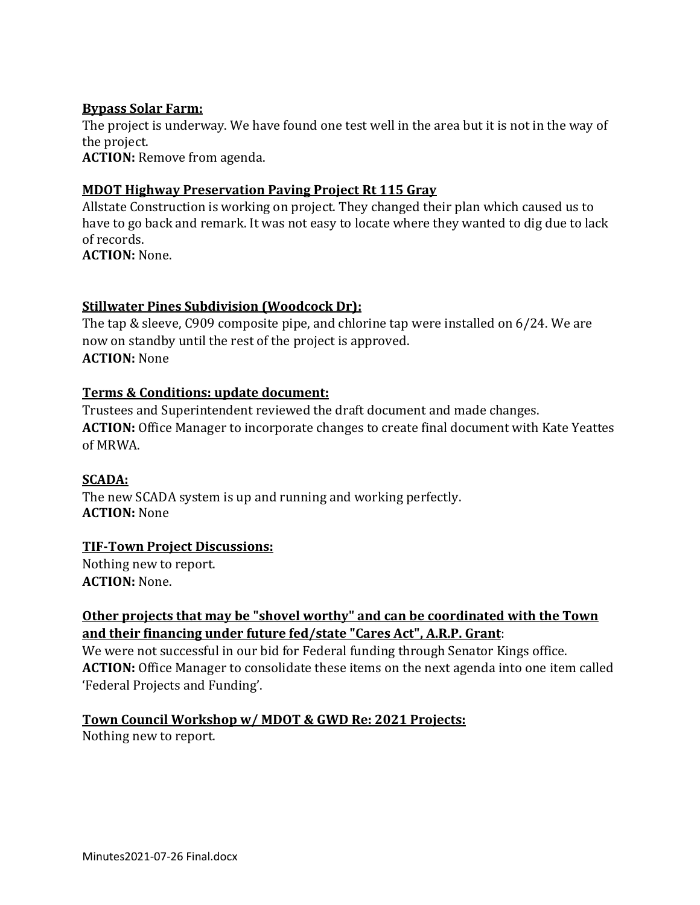**Bypass Solar Farm:**

The project is underway. We have found one test well in the area but it is not in the way of the project.

**ACTION:** Remove from agenda.

**MDOT Highway Preservation Paving Project Rt 115 Gray**

Allstate Construction is working on project. They changed their plan which caused us to have to go back and remark. It was not easy to locate where they wanted to dig due to lack of records.

**ACTION:** None.

**Stillwater Pines Subdivision (Woodcock Dr):**

The tap & sleeve, C909 composite pipe, and chlorine tap were installed on 6/24. We are now on standby until the rest of the project is approved.

**ACTION:** None

**Terms & Conditions: update document:**

Trustees and Superintendent reviewed the draft document and made changes.

**ACTION:** Office Manager to incorporate changes to create final document with Kate Yeattes of MRWA.

**SCADA:**

The new SCADA system is up and running and working perfectly.

**ACTION:** None

**TIF-Town Project Discussions:**

Nothing new to report.

**ACTION:** None.

**Other projects that may be "shovel worthy" and can be coordinated with the Town and their financing under future fed/state "Cares Act", A.R.P. Grant**:

We were not successful in our bid for Federal funding through Senator Kings office.

**ACTION:** Office Manager to consolidate these items on the next agenda into one item called 'Federal Projects and Funding'.

**Town Council Workshop w/ MDOT & GWD Re: 2021 Projects:**

Nothing new to report.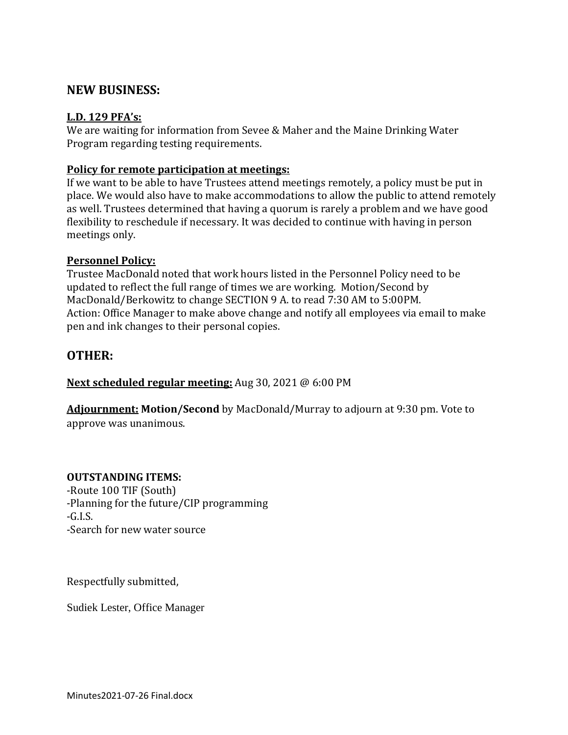## NEW BUSINESS:

**L.D. 129 PFA's:**
We are waiting for information from Sevee & Maher and the Maine Drinking Water Program regarding testing requirements.

**Policy for remote participation at meetings:**
If we want to be able to have Trustees attend meetings remotely, a policy must be put in place. We would also have to make accommodations to allow the public to attend remotely as well. Trustees determined that having a quorum is rarely a problem and we have good flexibility to reschedule if necessary. It was decided to continue with having in person meetings only.

**Personnel Policy:**
Trustee MacDonald noted that work hours listed in the Personnel Policy need to be updated to reflect the full range of times we are working. Motion/Second by MacDonald/Berkowitz to change SECTION 9 A. to read 7:30 AM to 5:00PM.
Action: Office Manager to make above change and notify all employees via email to make pen and ink changes to their personal copies.

## OTHER:

**Next scheduled regular meeting:** Aug 30, 2021 @ 6:00 PM

**Adjournment: Motion/Second** by MacDonald/Murray to adjourn at 9:30 pm. Vote to approve was unanimous.

**OUTSTANDING ITEMS:**
-Route 100 TIF (South)
-Planning for the future/CIP programming
-G.I.S.
-Search for new water source

Respectfully submitted,

Sudiek Lester, Office Manager

Minutes2021-07-26 Final.docx